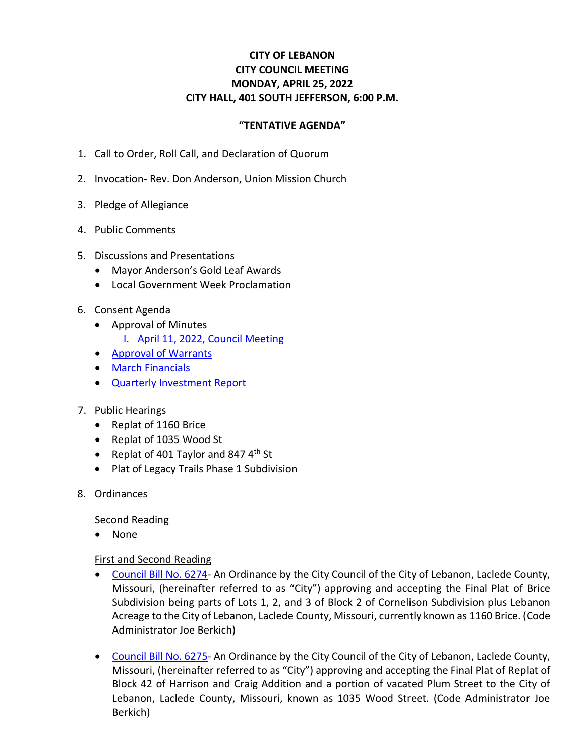# CITY OF LEBANON
# CITY COUNCIL MEETING
# MONDAY, APRIL 25, 2022
# CITY HALL, 401 SOUTH JEFFERSON, 6:00 P.M.

**"TENTATIVE AGENDA"**

1. Call to Order, Roll Call, and Declaration of Quorum

2. Invocation- Rev. Don Anderson, Union Mission Church

3. Pledge of Allegiance

4. Public Comments

5. Discussions and Presentations
   - Mayor Anderson's Gold Leaf Awards
   - Local Government Week Proclamation

6. Consent Agenda
   - Approval of Minutes
     I. April 11, 2022, Council Meeting
   - Approval of Warrants
   - March Financials
   - Quarterly Investment Report

7. Public Hearings
   - Replat of 1160 Brice
   - Replat of 1035 Wood St
   - Replat of 401 Taylor and 847 4th St
   - Plat of Legacy Trails Phase 1 Subdivision

8. Ordinances

   Second Reading
   - None

   First and Second Reading
   - Council Bill No. 6274- An Ordinance by the City Council of the City of Lebanon, Laclede County, Missouri, (hereinafter referred to as "City") approving and accepting the Final Plat of Brice Subdivision being parts of Lots 1, 2, and 3 of Block 2 of Cornelison Subdivision plus Lebanon Acreage to the City of Lebanon, Laclede County, Missouri, currently known as 1160 Brice. (Code Administrator Joe Berkich)

   - Council Bill No. 6275- An Ordinance by the City Council of the City of Lebanon, Laclede County, Missouri, (hereinafter referred to as "City") approving and accepting the Final Plat of Replat of Block 42 of Harrison and Craig Addition and a portion of vacated Plum Street to the City of Lebanon, Laclede County, Missouri, known as 1035 Wood Street. (Code Administrator Joe Berkich)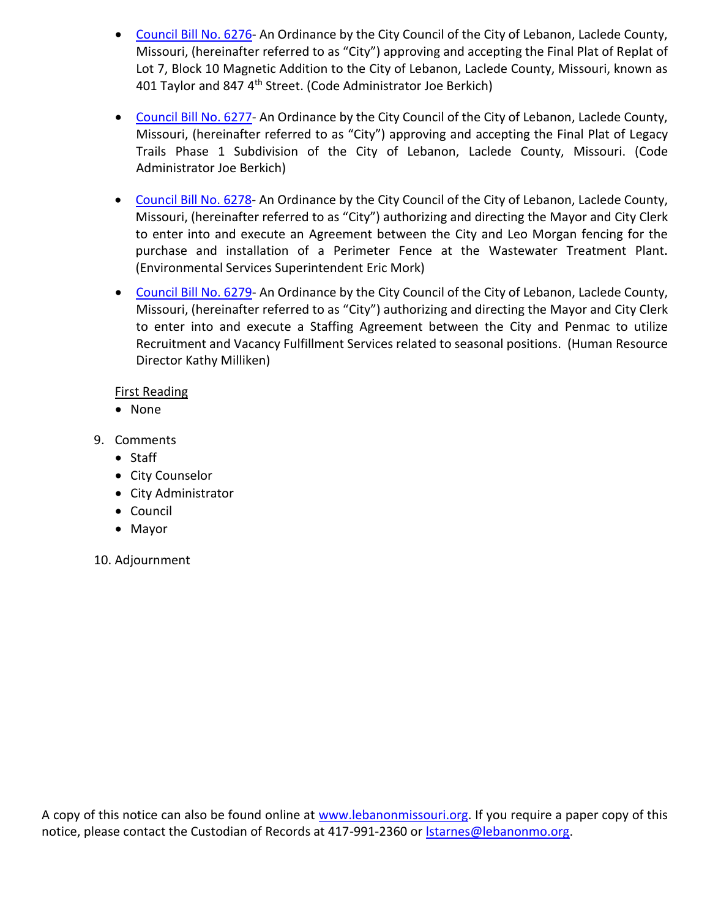- Council Bill No. 6276- An Ordinance by the City Council of the City of Lebanon, Laclede County, Missouri, (hereinafter referred to as "City") approving and accepting the Final Plat of Replat of Lot 7, Block 10 Magnetic Addition to the City of Lebanon, Laclede County, Missouri, known as 401 Taylor and 847 4th Street. (Code Administrator Joe Berkich)

- Council Bill No. 6277- An Ordinance by the City Council of the City of Lebanon, Laclede County, Missouri, (hereinafter referred to as "City") approving and accepting the Final Plat of Legacy Trails Phase 1 Subdivision of the City of Lebanon, Laclede County, Missouri. (Code Administrator Joe Berkich)

- Council Bill No. 6278- An Ordinance by the City Council of the City of Lebanon, Laclede County, Missouri, (hereinafter referred to as "City") authorizing and directing the Mayor and City Clerk to enter into and execute an Agreement between the City and Leo Morgan fencing for the purchase and installation of a Perimeter Fence at the Wastewater Treatment Plant. (Environmental Services Superintendent Eric Mork)

- Council Bill No. 6279- An Ordinance by the City Council of the City of Lebanon, Laclede County, Missouri, (hereinafter referred to as "City") authorizing and directing the Mayor and City Clerk to enter into and execute a Staffing Agreement between the City and Penmac to utilize Recruitment and Vacancy Fulfillment Services related to seasonal positions. (Human Resource Director Kathy Milliken)

First Reading

- None

9. Comments
   - Staff
   - City Counselor
   - City Administrator
   - Council
   - Mayor

10. Adjournment

A copy of this notice can also be found online at www.lebanonmissouri.org. If you require a paper copy of this notice, please contact the Custodian of Records at 417-991-2360 or lstarnes@lebanonmo.org.